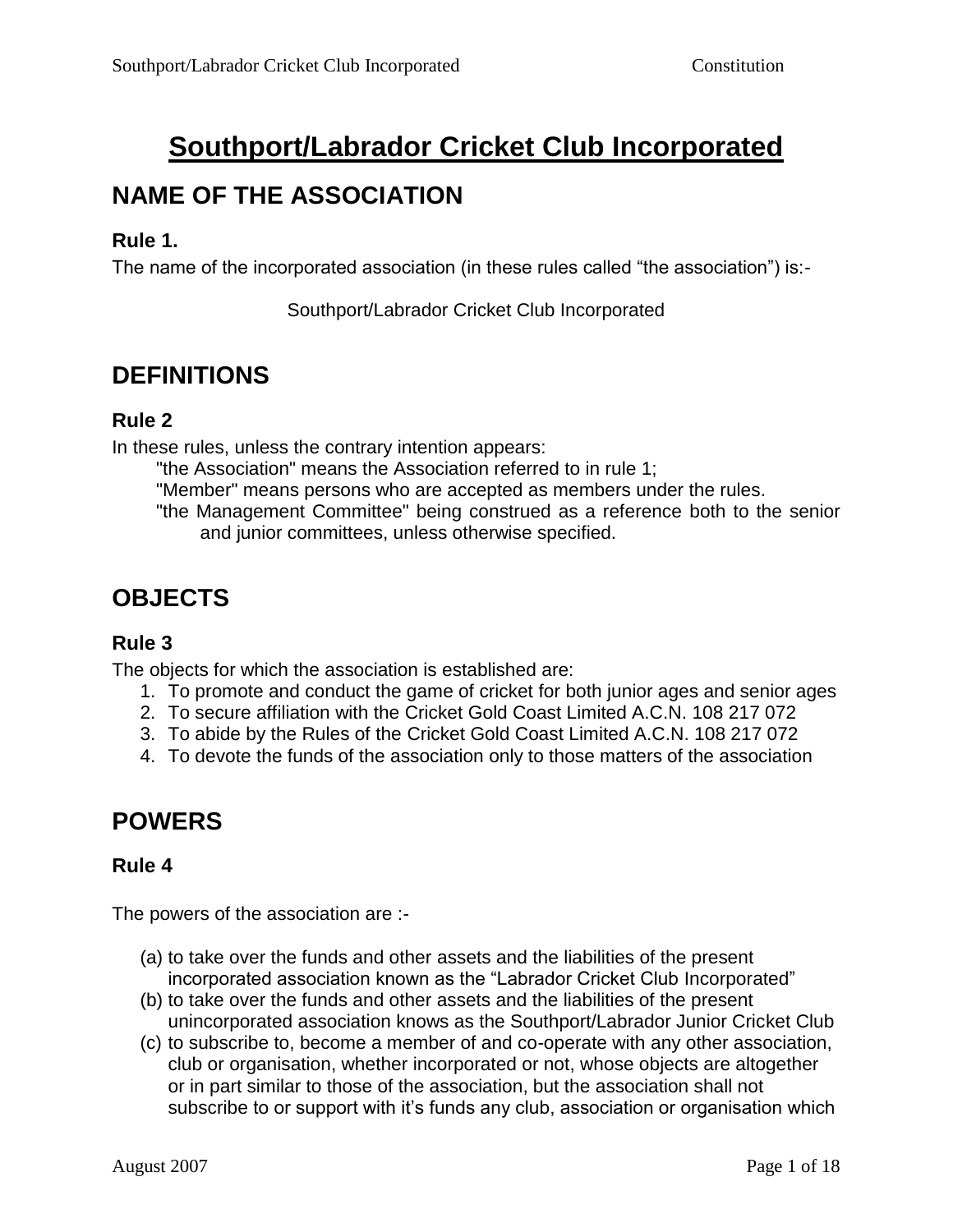# Southport/Labrador Cricket Club Incorporated

## NAME OF THE ASSOCIATION

### Rule 1.

The name of the incorporated association (in these rules called "the association") is:-

Southport/Labrador Cricket Club Incorporated

## DEFINITIONS

### Rule 2

In these rules, unless the contrary intention appears:

"the Association" means the Association referred to in rule 1;

"Member" means persons who are accepted as members under the rules.

"the Management Committee" being construed as a reference both to the senior and junior committees, unless otherwise specified.

## OBJECTS

### Rule 3

The objects for which the association is established are:

1. To promote and conduct the game of cricket for both junior ages and senior ages
2. To secure affiliation with the Cricket Gold Coast Limited A.C.N. 108 217 072
3. To abide by the Rules of the Cricket Gold Coast Limited A.C.N. 108 217 072
4. To devote the funds of the association only to those matters of the association

## POWERS

### Rule 4

The powers of the association are :-

(a) to take over the funds and other assets and the liabilities of the present incorporated association known as the "Labrador Cricket Club Incorporated"

(b) to take over the funds and other assets and the liabilities of the present unincorporated association knows as the Southport/Labrador Junior Cricket Club

(c) to subscribe to, become a member of and co-operate with any other association, club or organisation, whether incorporated or not, whose objects are altogether or in part similar to those of the association, but the association shall not subscribe to or support with it's funds any club, association or organisation which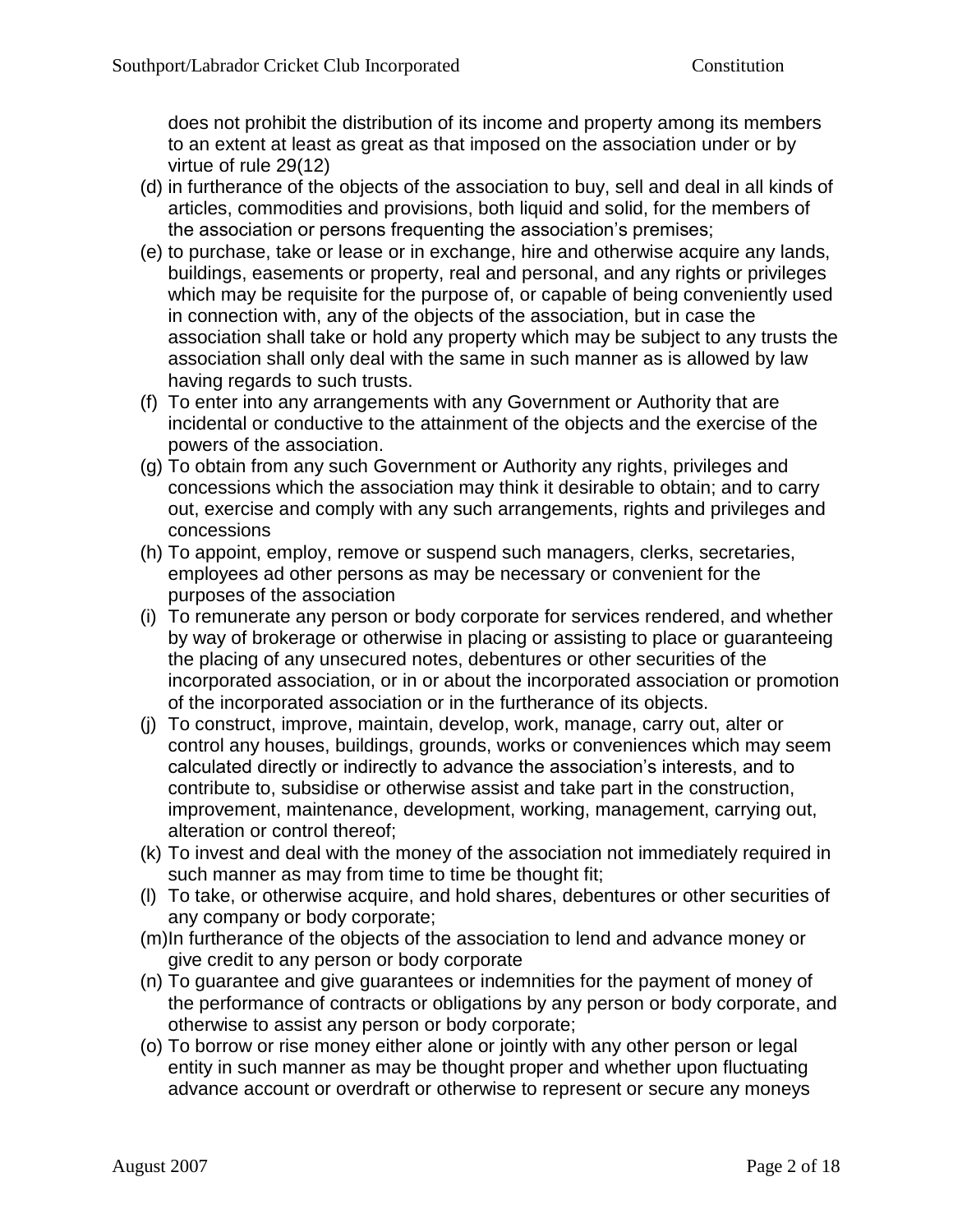does not prohibit the distribution of its income and property among its members to an extent at least as great as that imposed on the association under or by virtue of rule 29(12)

(d) in furtherance of the objects of the association to buy, sell and deal in all kinds of articles, commodities and provisions, both liquid and solid, for the members of the association or persons frequenting the association's premises;

(e) to purchase, take or lease or in exchange, hire and otherwise acquire any lands, buildings, easements or property, real and personal, and any rights or privileges which may be requisite for the purpose of, or capable of being conveniently used in connection with, any of the objects of the association, but in case the association shall take or hold any property which may be subject to any trusts the association shall only deal with the same in such manner as is allowed by law having regards to such trusts.

(f) To enter into any arrangements with any Government or Authority that are incidental or conductive to the attainment of the objects and the exercise of the powers of the association.

(g) To obtain from any such Government or Authority any rights, privileges and concessions which the association may think it desirable to obtain; and to carry out, exercise and comply with any such arrangements, rights and privileges and concessions

(h) To appoint, employ, remove or suspend such managers, clerks, secretaries, employees ad other persons as may be necessary or convenient for the purposes of the association

(i) To remunerate any person or body corporate for services rendered, and whether by way of brokerage or otherwise in placing or assisting to place or guaranteeing the placing of any unsecured notes, debentures or other securities of the incorporated association, or in or about the incorporated association or promotion of the incorporated association or in the furtherance of its objects.

(j) To construct, improve, maintain, develop, work, manage, carry out, alter or control any houses, buildings, grounds, works or conveniences which may seem calculated directly or indirectly to advance the association's interests, and to contribute to, subsidise or otherwise assist and take part in the construction, improvement, maintenance, development, working, management, carrying out, alteration or control thereof;

(k) To invest and deal with the money of the association not immediately required in such manner as may from time to time be thought fit;

(l) To take, or otherwise acquire, and hold shares, debentures or other securities of any company or body corporate;

(m) In furtherance of the objects of the association to lend and advance money or give credit to any person or body corporate

(n) To guarantee and give guarantees or indemnities for the payment of money of the performance of contracts or obligations by any person or body corporate, and otherwise to assist any person or body corporate;

(o) To borrow or rise money either alone or jointly with any other person or legal entity in such manner as may be thought proper and whether upon fluctuating advance account or overdraft or otherwise to represent or secure any moneys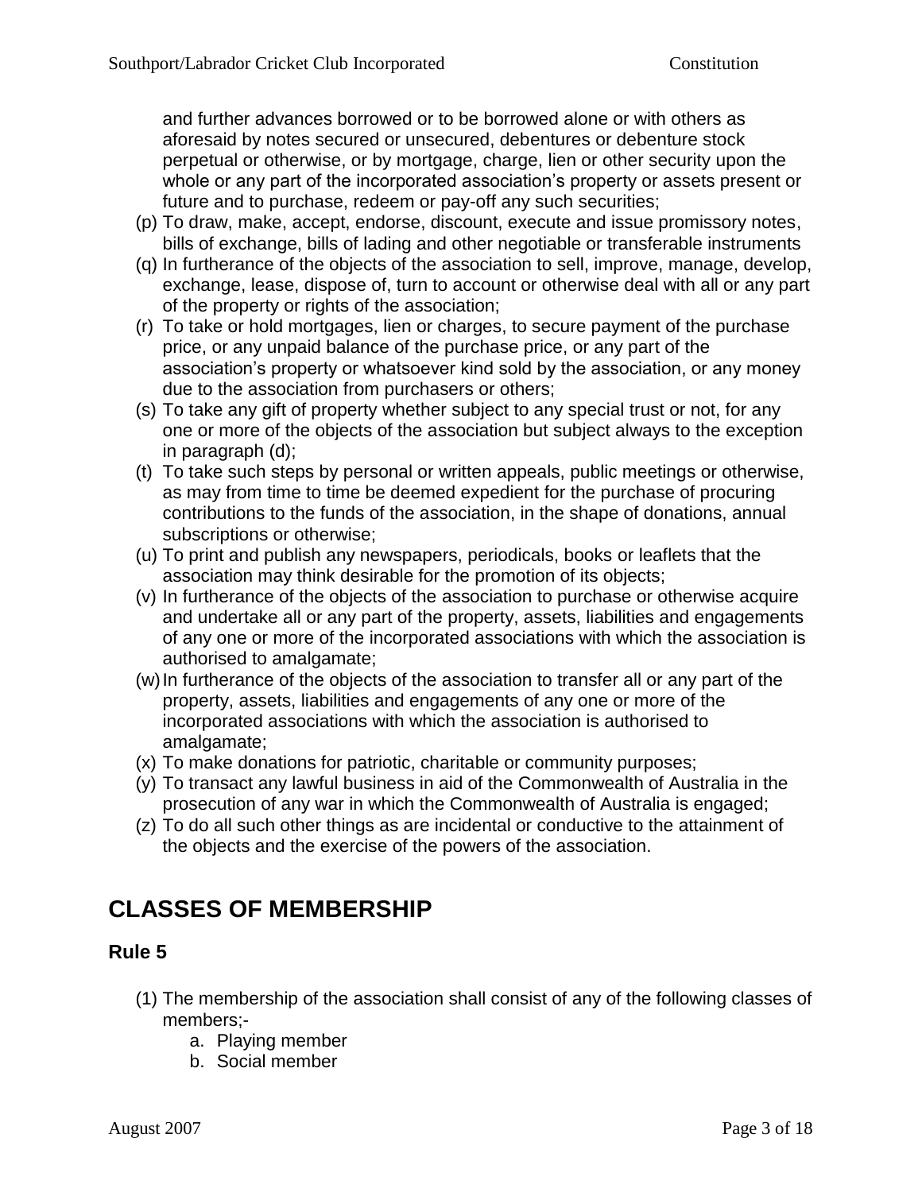and further advances borrowed or to be borrowed alone or with others as aforesaid by notes secured or unsecured, debentures or debenture stock perpetual or otherwise, or by mortgage, charge, lien or other security upon the whole or any part of the incorporated association's property or assets present or future and to purchase, redeem or pay-off any such securities;

(p) To draw, make, accept, endorse, discount, execute and issue promissory notes, bills of exchange, bills of lading and other negotiable or transferable instruments

(q) In furtherance of the objects of the association to sell, improve, manage, develop, exchange, lease, dispose of, turn to account or otherwise deal with all or any part of the property or rights of the association;

(r) To take or hold mortgages, lien or charges, to secure payment of the purchase price, or any unpaid balance of the purchase price, or any part of the association's property or whatsoever kind sold by the association, or any money due to the association from purchasers or others;

(s) To take any gift of property whether subject to any special trust or not, for any one or more of the objects of the association but subject always to the exception in paragraph (d);

(t) To take such steps by personal or written appeals, public meetings or otherwise, as may from time to time be deemed expedient for the purchase of procuring contributions to the funds of the association, in the shape of donations, annual subscriptions or otherwise;

(u) To print and publish any newspapers, periodicals, books or leaflets that the association may think desirable for the promotion of its objects;

(v) In furtherance of the objects of the association to purchase or otherwise acquire and undertake all or any part of the property, assets, liabilities and engagements of any one or more of the incorporated associations with which the association is authorised to amalgamate;

(w) In furtherance of the objects of the association to transfer all or any part of the property, assets, liabilities and engagements of any one or more of the incorporated associations with which the association is authorised to amalgamate;

(x) To make donations for patriotic, charitable or community purposes;

(y) To transact any lawful business in aid of the Commonwealth of Australia in the prosecution of any war in which the Commonwealth of Australia is engaged;

(z) To do all such other things as are incidental or conductive to the attainment of the objects and the exercise of the powers of the association.

# CLASSES OF MEMBERSHIP

## Rule 5

(1) The membership of the association shall consist of any of the following classes of members;-

a. Playing member
b. Social member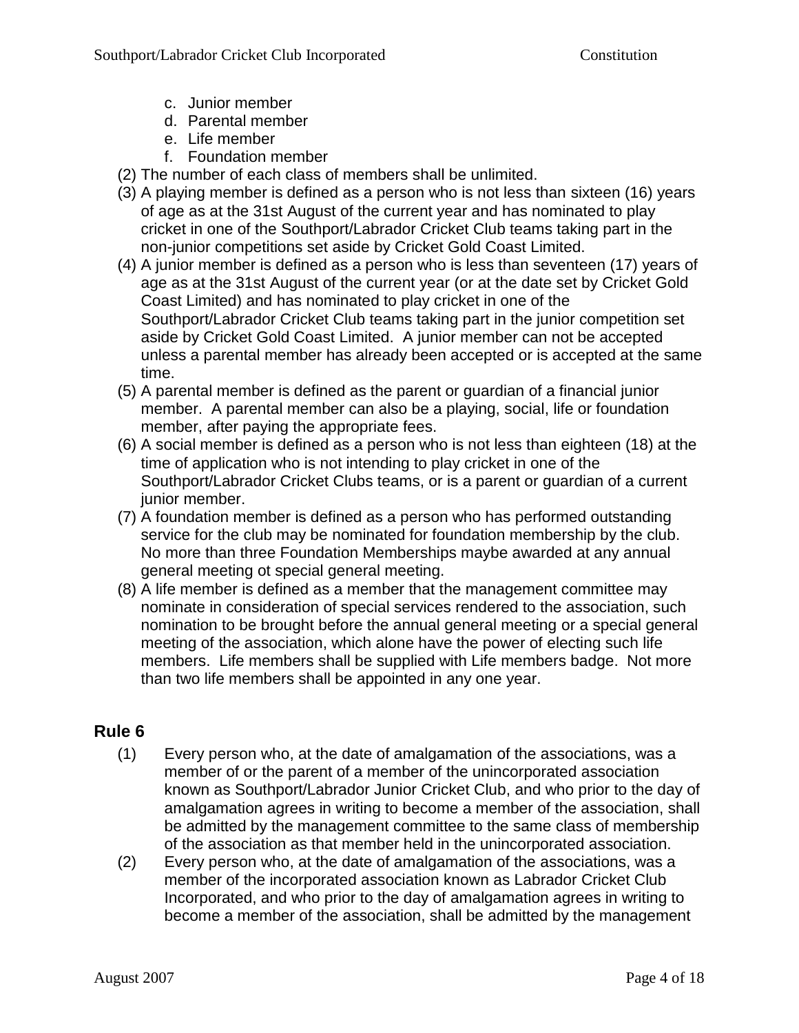c. Junior member
d. Parental member
e. Life member
f. Foundation member

(2) The number of each class of members shall be unlimited.

(3) A playing member is defined as a person who is not less than sixteen (16) years of age as at the 31st August of the current year and has nominated to play cricket in one of the Southport/Labrador Cricket Club teams taking part in the non-junior competitions set aside by Cricket Gold Coast Limited.

(4) A junior member is defined as a person who is less than seventeen (17) years of age as at the 31st August of the current year (or at the date set by Cricket Gold Coast Limited) and has nominated to play cricket in one of the Southport/Labrador Cricket Club teams taking part in the junior competition set aside by Cricket Gold Coast Limited. A junior member can not be accepted unless a parental member has already been accepted or is accepted at the same time.

(5) A parental member is defined as the parent or guardian of a financial junior member. A parental member can also be a playing, social, life or foundation member, after paying the appropriate fees.

(6) A social member is defined as a person who is not less than eighteen (18) at the time of application who is not intending to play cricket in one of the Southport/Labrador Cricket Clubs teams, or is a parent or guardian of a current junior member.

(7) A foundation member is defined as a person who has performed outstanding service for the club may be nominated for foundation membership by the club. No more than three Foundation Memberships maybe awarded at any annual general meeting ot special general meeting.

(8) A life member is defined as a member that the management committee may nominate in consideration of special services rendered to the association, such nomination to be brought before the annual general meeting or a special general meeting of the association, which alone have the power of electing such life members. Life members shall be supplied with Life members badge. Not more than two life members shall be appointed in any one year.

## Rule 6

(1) Every person who, at the date of amalgamation of the associations, was a member of or the parent of a member of the unincorporated association known as Southport/Labrador Junior Cricket Club, and who prior to the day of amalgamation agrees in writing to become a member of the association, shall be admitted by the management committee to the same class of membership of the association as that member held in the unincorporated association.

(2) Every person who, at the date of amalgamation of the associations, was a member of the incorporated association known as Labrador Cricket Club Incorporated, and who prior to the day of amalgamation agrees in writing to become a member of the association, shall be admitted by the management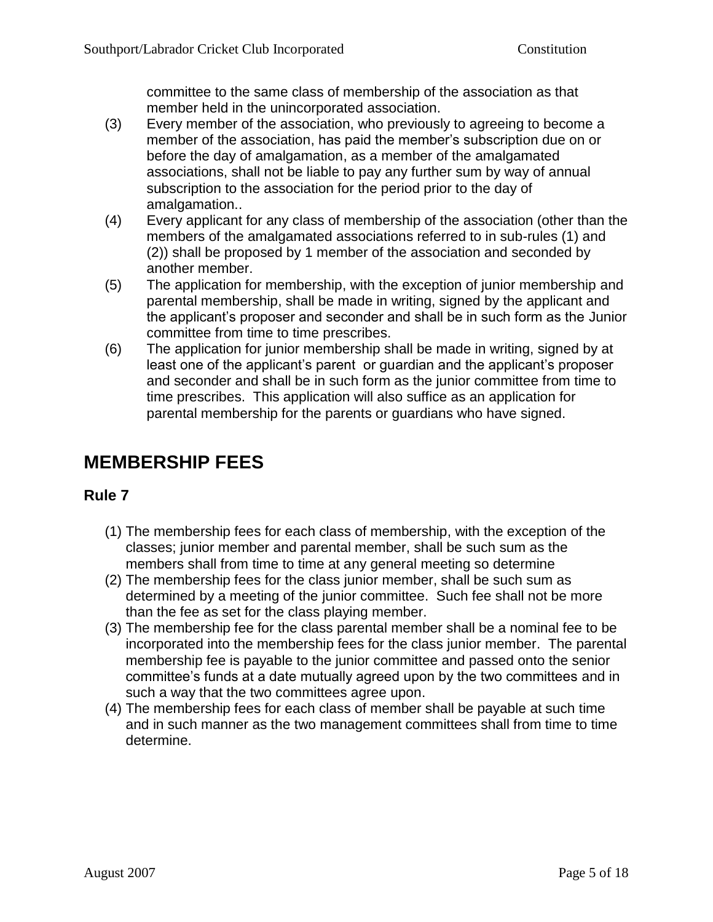committee to the same class of membership of the association as that member held in the unincorporated association.

(3) Every member of the association, who previously to agreeing to become a member of the association, has paid the member's subscription due on or before the day of amalgamation, as a member of the amalgamated associations, shall not be liable to pay any further sum by way of annual subscription to the association for the period prior to the day of amalgamation..

(4) Every applicant for any class of membership of the association (other than the members of the amalgamated associations referred to in sub-rules (1) and (2)) shall be proposed by 1 member of the association and seconded by another member.

(5) The application for membership, with the exception of junior membership and parental membership, shall be made in writing, signed by the applicant and the applicant's proposer and seconder and shall be in such form as the Junior committee from time to time prescribes.

(6) The application for junior membership shall be made in writing, signed by at least one of the applicant's parent or guardian and the applicant's proposer and seconder and shall be in such form as the junior committee from time to time prescribes. This application will also suffice as an application for parental membership for the parents or guardians who have signed.

# MEMBERSHIP FEES

## Rule 7

(1) The membership fees for each class of membership, with the exception of the classes; junior member and parental member, shall be such sum as the members shall from time to time at any general meeting so determine

(2) The membership fees for the class junior member, shall be such sum as determined by a meeting of the junior committee. Such fee shall not be more than the fee as set for the class playing member.

(3) The membership fee for the class parental member shall be a nominal fee to be incorporated into the membership fees for the class junior member. The parental membership fee is payable to the junior committee and passed onto the senior committee's funds at a date mutually agreed upon by the two committees and in such a way that the two committees agree upon.

(4) The membership fees for each class of member shall be payable at such time and in such manner as the two management committees shall from time to time determine.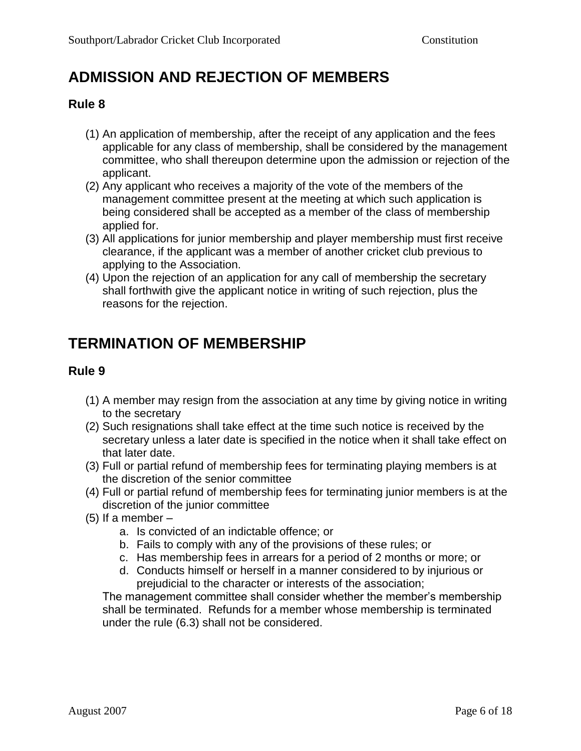# ADMISSION AND REJECTION OF MEMBERS

## Rule 8

(1) An application of membership, after the receipt of any application and the fees applicable for any class of membership, shall be considered by the management committee, who shall thereupon determine upon the admission or rejection of the applicant.
(2) Any applicant who receives a majority of the vote of the members of the management committee present at the meeting at which such application is being considered shall be accepted as a member of the class of membership applied for.
(3) All applications for junior membership and player membership must first receive clearance, if the applicant was a member of another cricket club previous to applying to the Association.
(4) Upon the rejection of an application for any call of membership the secretary shall forthwith give the applicant notice in writing of such rejection, plus the reasons for the rejection.

# TERMINATION OF MEMBERSHIP

## Rule 9

(1) A member may resign from the association at any time by giving notice in writing to the secretary
(2) Such resignations shall take effect at the time such notice is received by the secretary unless a later date is specified in the notice when it shall take effect on that later date.
(3) Full or partial refund of membership fees for terminating playing members is at the discretion of the senior committee
(4) Full or partial refund of membership fees for terminating junior members is at the discretion of the junior committee
(5) If a member –
    a. Is convicted of an indictable offence; or
    b. Fails to comply with any of the provisions of these rules; or
    c. Has membership fees in arrears for a period of 2 months or more; or
    d. Conducts himself or herself in a manner considered to by injurious or prejudicial to the character or interests of the association;

    The management committee shall consider whether the member's membership shall be terminated. Refunds for a member whose membership is terminated under the rule (6.3) shall not be considered.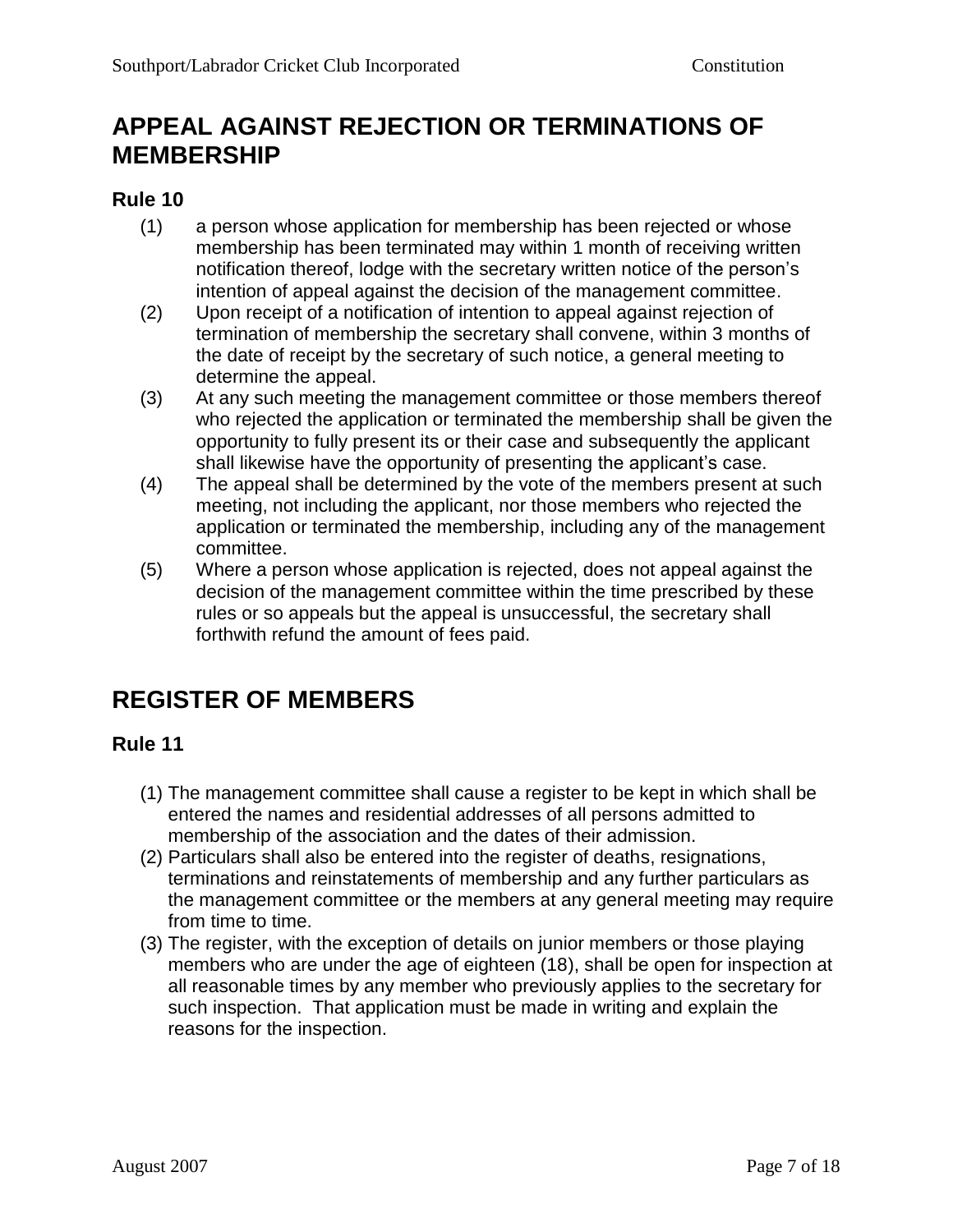## APPEAL AGAINST REJECTION OR TERMINATIONS OF MEMBERSHIP

### Rule 10

(1) a person whose application for membership has been rejected or whose membership has been terminated may within 1 month of receiving written notification thereof, lodge with the secretary written notice of the person's intention of appeal against the decision of the management committee.

(2) Upon receipt of a notification of intention to appeal against rejection of termination of membership the secretary shall convene, within 3 months of the date of receipt by the secretary of such notice, a general meeting to determine the appeal.

(3) At any such meeting the management committee or those members thereof who rejected the application or terminated the membership shall be given the opportunity to fully present its or their case and subsequently the applicant shall likewise have the opportunity of presenting the applicant's case.

(4) The appeal shall be determined by the vote of the members present at such meeting, not including the applicant, nor those members who rejected the application or terminated the membership, including any of the management committee.

(5) Where a person whose application is rejected, does not appeal against the decision of the management committee within the time prescribed by these rules or so appeals but the appeal is unsuccessful, the secretary shall forthwith refund the amount of fees paid.

## REGISTER OF MEMBERS

### Rule 11

(1) The management committee shall cause a register to be kept in which shall be entered the names and residential addresses of all persons admitted to membership of the association and the dates of their admission.

(2) Particulars shall also be entered into the register of deaths, resignations, terminations and reinstatements of membership and any further particulars as the management committee or the members at any general meeting may require from time to time.

(3) The register, with the exception of details on junior members or those playing members who are under the age of eighteen (18), shall be open for inspection at all reasonable times by any member who previously applies to the secretary for such inspection. That application must be made in writing and explain the reasons for the inspection.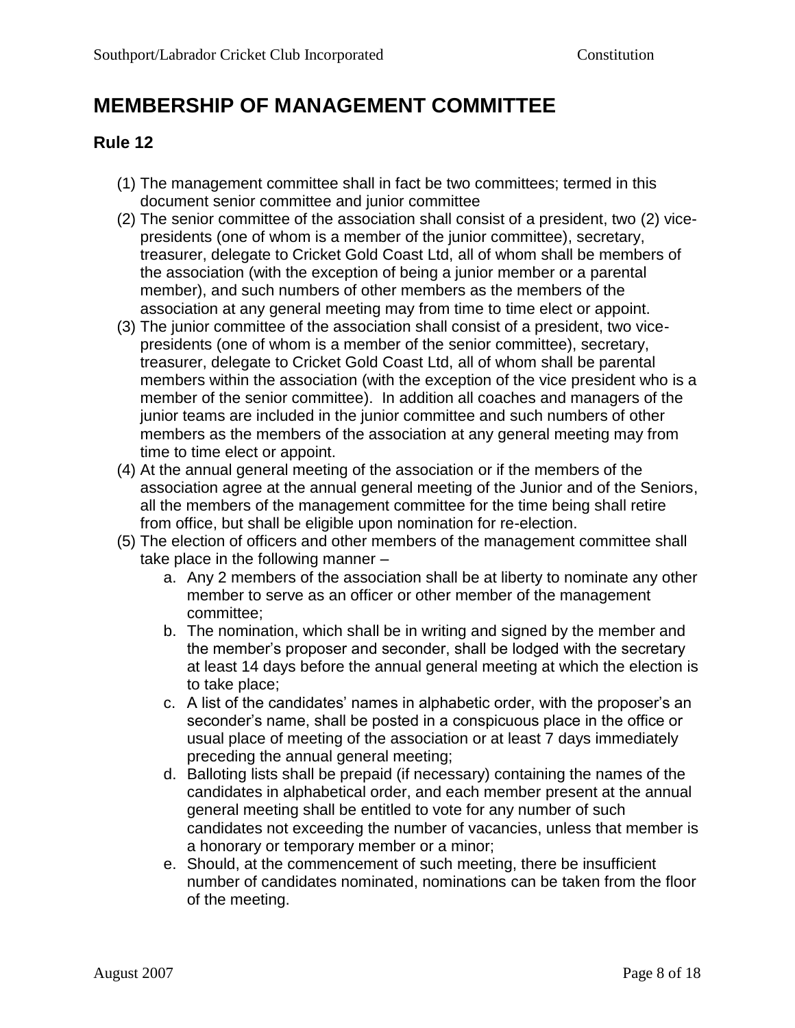# MEMBERSHIP OF MANAGEMENT COMMITTEE

## Rule 12

(1) The management committee shall in fact be two committees; termed in this document senior committee and junior committee

(2) The senior committee of the association shall consist of a president, two (2) vice-presidents (one of whom is a member of the junior committee), secretary, treasurer, delegate to Cricket Gold Coast Ltd, all of whom shall be members of the association (with the exception of being a junior member or a parental member), and such numbers of other members as the members of the association at any general meeting may from time to time elect or appoint.

(3) The junior committee of the association shall consist of a president, two vice-presidents (one of whom is a member of the senior committee), secretary, treasurer, delegate to Cricket Gold Coast Ltd, all of whom shall be parental members within the association (with the exception of the vice president who is a member of the senior committee). In addition all coaches and managers of the junior teams are included in the junior committee and such numbers of other members as the members of the association at any general meeting may from time to time elect or appoint.

(4) At the annual general meeting of the association or if the members of the association agree at the annual general meeting of the Junior and of the Seniors, all the members of the management committee for the time being shall retire from office, but shall be eligible upon nomination for re-election.

(5) The election of officers and other members of the management committee shall take place in the following manner –

   a. Any 2 members of the association shall be at liberty to nominate any other member to serve as an officer or other member of the management committee;

   b. The nomination, which shall be in writing and signed by the member and the member's proposer and seconder, shall be lodged with the secretary at least 14 days before the annual general meeting at which the election is to take place;

   c. A list of the candidates' names in alphabetic order, with the proposer's an seconder's name, shall be posted in a conspicuous place in the office or usual place of meeting of the association or at least 7 days immediately preceding the annual general meeting;

   d. Balloting lists shall be prepaid (if necessary) containing the names of the candidates in alphabetical order, and each member present at the annual general meeting shall be entitled to vote for any number of such candidates not exceeding the number of vacancies, unless that member is a honorary or temporary member or a minor;

   e. Should, at the commencement of such meeting, there be insufficient number of candidates nominated, nominations can be taken from the floor of the meeting.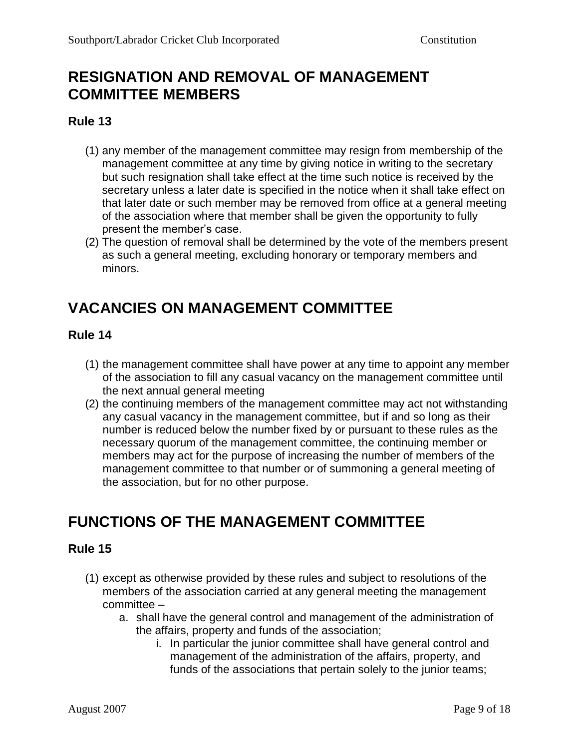## RESIGNATION AND REMOVAL OF MANAGEMENT COMMITTEE MEMBERS

### Rule 13

(1) any member of the management committee may resign from membership of the management committee at any time by giving notice in writing to the secretary but such resignation shall take effect at the time such notice is received by the secretary unless a later date is specified in the notice when it shall take effect on that later date or such member may be removed from office at a general meeting of the association where that member shall be given the opportunity to fully present the member's case.

(2) The question of removal shall be determined by the vote of the members present as such a general meeting, excluding honorary or temporary members and minors.

## VACANCIES ON MANAGEMENT COMMITTEE

### Rule 14

(1) the management committee shall have power at any time to appoint any member of the association to fill any casual vacancy on the management committee until the next annual general meeting

(2) the continuing members of the management committee may act not withstanding any casual vacancy in the management committee, but if and so long as their number is reduced below the number fixed by or pursuant to these rules as the necessary quorum of the management committee, the continuing member or members may act for the purpose of increasing the number of members of the management committee to that number or of summoning a general meeting of the association, but for no other purpose.

## FUNCTIONS OF THE MANAGEMENT COMMITTEE

### Rule 15

(1) except as otherwise provided by these rules and subject to resolutions of the members of the association carried at any general meeting the management committee –

   a. shall have the general control and management of the administration of the affairs, property and funds of the association;

      i. In particular the junior committee shall have general control and management of the administration of the affairs, property, and funds of the associations that pertain solely to the junior teams;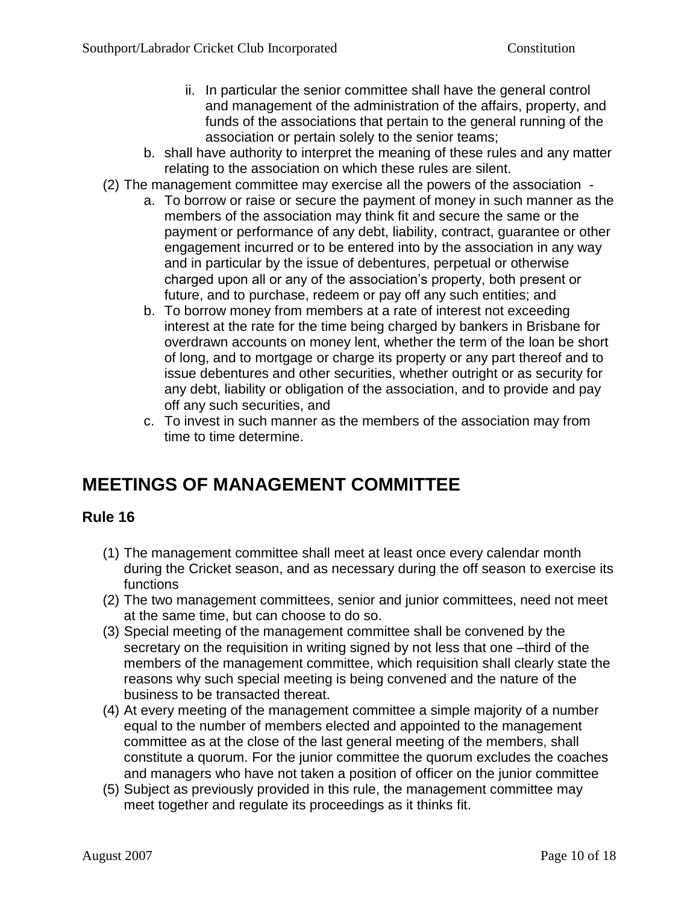ii. In particular the senior committee shall have the general control and management of the administration of the affairs, property, and funds of the associations that pertain to the general running of the association or pertain solely to the senior teams;

   b. shall have authority to interpret the meaning of these rules and any matter relating to the association on which these rules are silent.

(2) The management committee may exercise all the powers of the association -

   a. To borrow or raise or secure the payment of money in such manner as the members of the association may think fit and secure the same or the payment or performance of any debt, liability, contract, guarantee or other engagement incurred or to be entered into by the association in any way and in particular by the issue of debentures, perpetual or otherwise charged upon all or any of the association's property, both present or future, and to purchase, redeem or pay off any such entities; and

   b. To borrow money from members at a rate of interest not exceeding interest at the rate for the time being charged by bankers in Brisbane for overdrawn accounts on money lent, whether the term of the loan be short of long, and to mortgage or charge its property or any part thereof and to issue debentures and other securities, whether outright or as security for any debt, liability or obligation of the association, and to provide and pay off any such securities, and

   c. To invest in such manner as the members of the association may from time to time determine.

# MEETINGS OF MANAGEMENT COMMITTEE

## Rule 16

(1) The management committee shall meet at least once every calendar month during the Cricket season, and as necessary during the off season to exercise its functions

(2) The two management committees, senior and junior committees, need not meet at the same time, but can choose to do so.

(3) Special meeting of the management committee shall be convened by the secretary on the requisition in writing signed by not less that one –third of the members of the management committee, which requisition shall clearly state the reasons why such special meeting is being convened and the nature of the business to be transacted thereat.

(4) At every meeting of the management committee a simple majority of a number equal to the number of members elected and appointed to the management committee as at the close of the last general meeting of the members, shall constitute a quorum. For the junior committee the quorum excludes the coaches and managers who have not taken a position of officer on the junior committee

(5) Subject as previously provided in this rule, the management committee may meet together and regulate its proceedings as it thinks fit.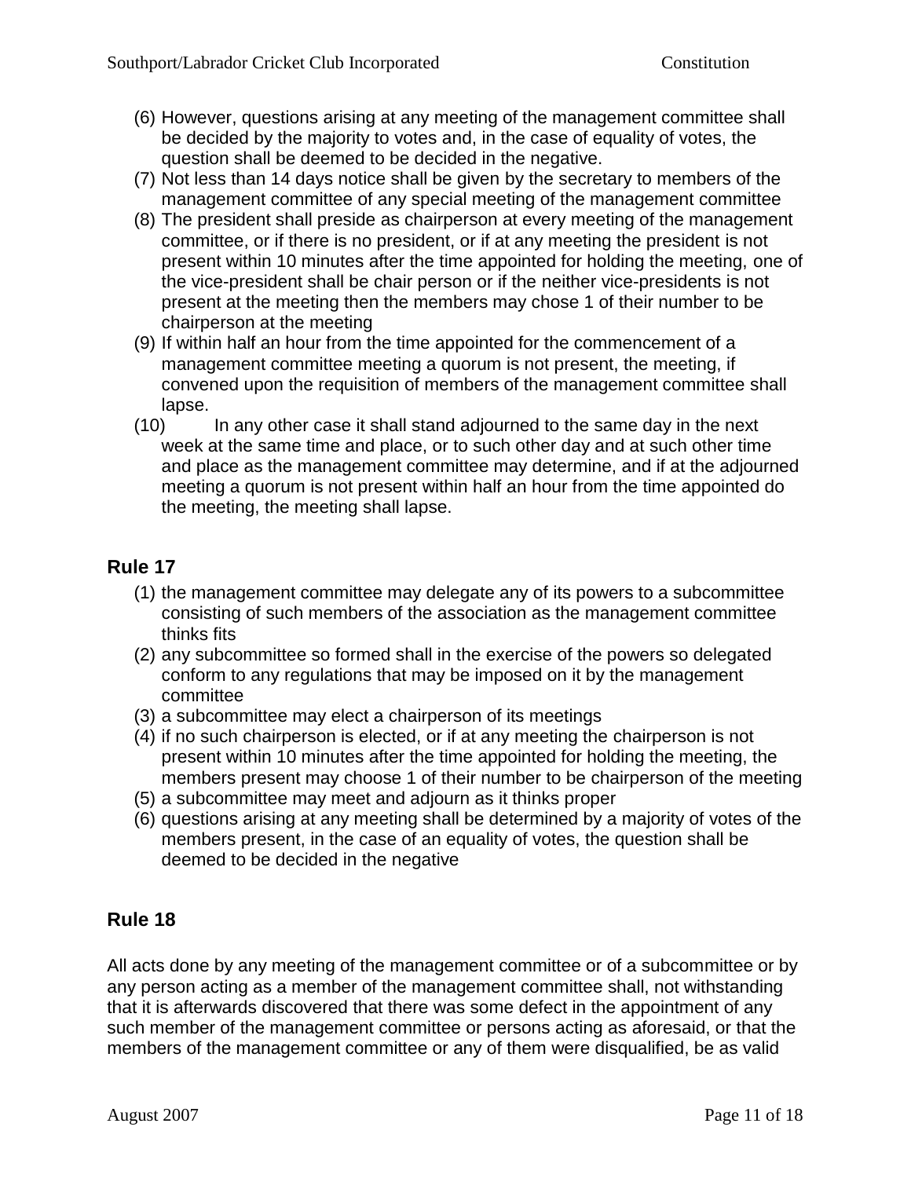(6) However, questions arising at any meeting of the management committee shall be decided by the majority to votes and, in the case of equality of votes, the question shall be deemed to be decided in the negative.
(7) Not less than 14 days notice shall be given by the secretary to members of the management committee of any special meeting of the management committee
(8) The president shall preside as chairperson at every meeting of the management committee, or if there is no president, or if at any meeting the president is not present within 10 minutes after the time appointed for holding the meeting, one of the vice-president shall be chair person or if the neither vice-presidents is not present at the meeting then the members may chose 1 of their number to be chairperson at the meeting
(9) If within half an hour from the time appointed for the commencement of a management committee meeting a quorum is not present, the meeting, if convened upon the requisition of members of the management committee shall lapse.
(10) In any other case it shall stand adjourned to the same day in the next week at the same time and place, or to such other day and at such other time and place as the management committee may determine, and if at the adjourned meeting a quorum is not present within half an hour from the time appointed do the meeting, the meeting shall lapse.

## Rule 17

(1) the management committee may delegate any of its powers to a subcommittee consisting of such members of the association as the management committee thinks fits
(2) any subcommittee so formed shall in the exercise of the powers so delegated conform to any regulations that may be imposed on it by the management committee
(3) a subcommittee may elect a chairperson of its meetings
(4) if no such chairperson is elected, or if at any meeting the chairperson is not present within 10 minutes after the time appointed for holding the meeting, the members present may choose 1 of their number to be chairperson of the meeting
(5) a subcommittee may meet and adjourn as it thinks proper
(6) questions arising at any meeting shall be determined by a majority of votes of the members present, in the case of an equality of votes, the question shall be deemed to be decided in the negative

## Rule 18

All acts done by any meeting of the management committee or of a subcommittee or by any person acting as a member of the management committee shall, not withstanding that it is afterwards discovered that there was some defect in the appointment of any such member of the management committee or persons acting as aforesaid, or that the members of the management committee or any of them were disqualified, be as valid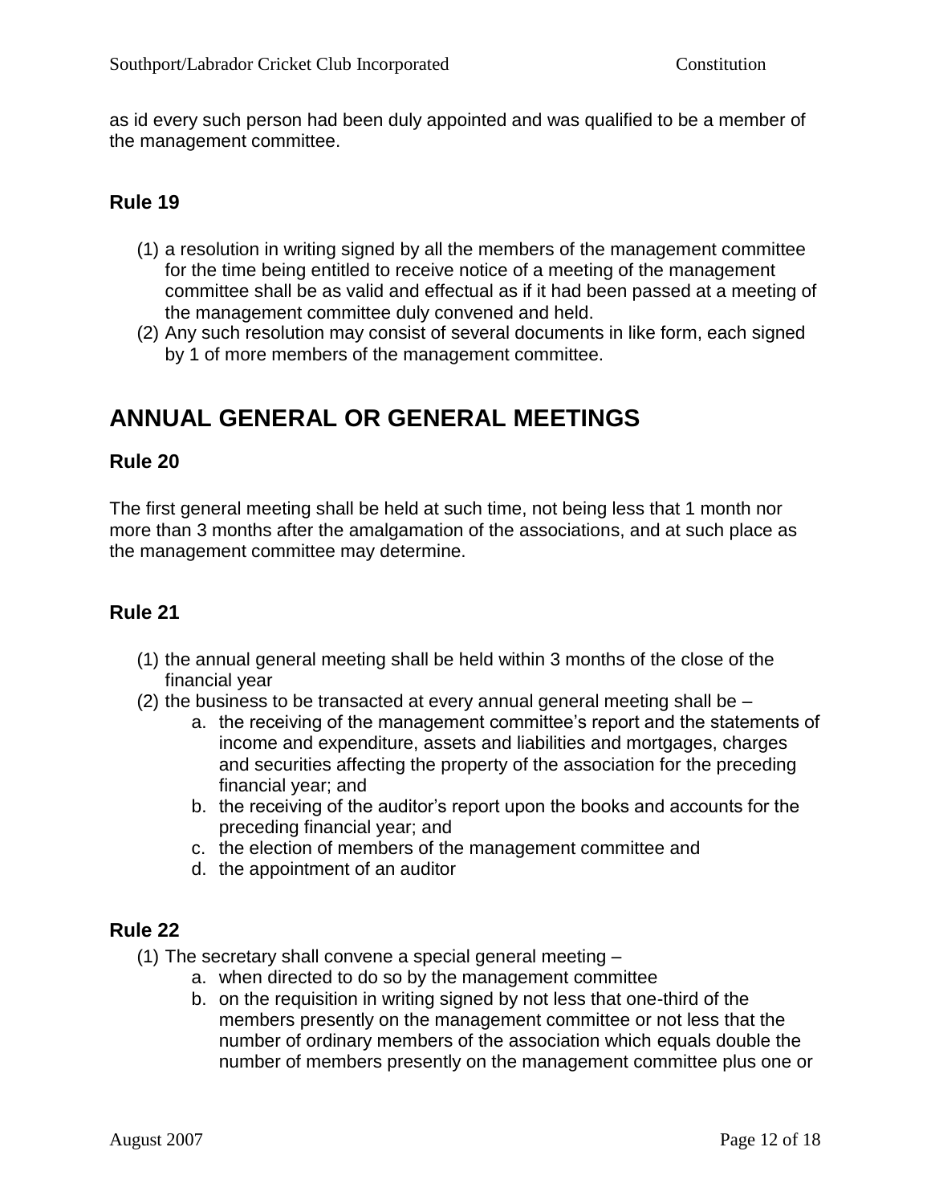as id every such person had been duly appointed and was qualified to be a member of the management committee.

### Rule 19

(1) a resolution in writing signed by all the members of the management committee for the time being entitled to receive notice of a meeting of the management committee shall be as valid and effectual as if it had been passed at a meeting of the management committee duly convened and held.
(2) Any such resolution may consist of several documents in like form, each signed by 1 of more members of the management committee.

## ANNUAL GENERAL OR GENERAL MEETINGS

### Rule 20

The first general meeting shall be held at such time, not being less that 1 month nor more than 3 months after the amalgamation of the associations, and at such place as the management committee may determine.

### Rule 21

(1) the annual general meeting shall be held within 3 months of the close of the financial year
(2) the business to be transacted at every annual general meeting shall be –
    a. the receiving of the management committee's report and the statements of income and expenditure, assets and liabilities and mortgages, charges and securities affecting the property of the association for the preceding financial year; and
    b. the receiving of the auditor's report upon the books and accounts for the preceding financial year; and
    c. the election of members of the management committee and
    d. the appointment of an auditor

### Rule 22

(1) The secretary shall convene a special general meeting –
    a. when directed to do so by the management committee
    b. on the requisition in writing signed by not less that one-third of the members presently on the management committee or not less that the number of ordinary members of the association which equals double the number of members presently on the management committee plus one or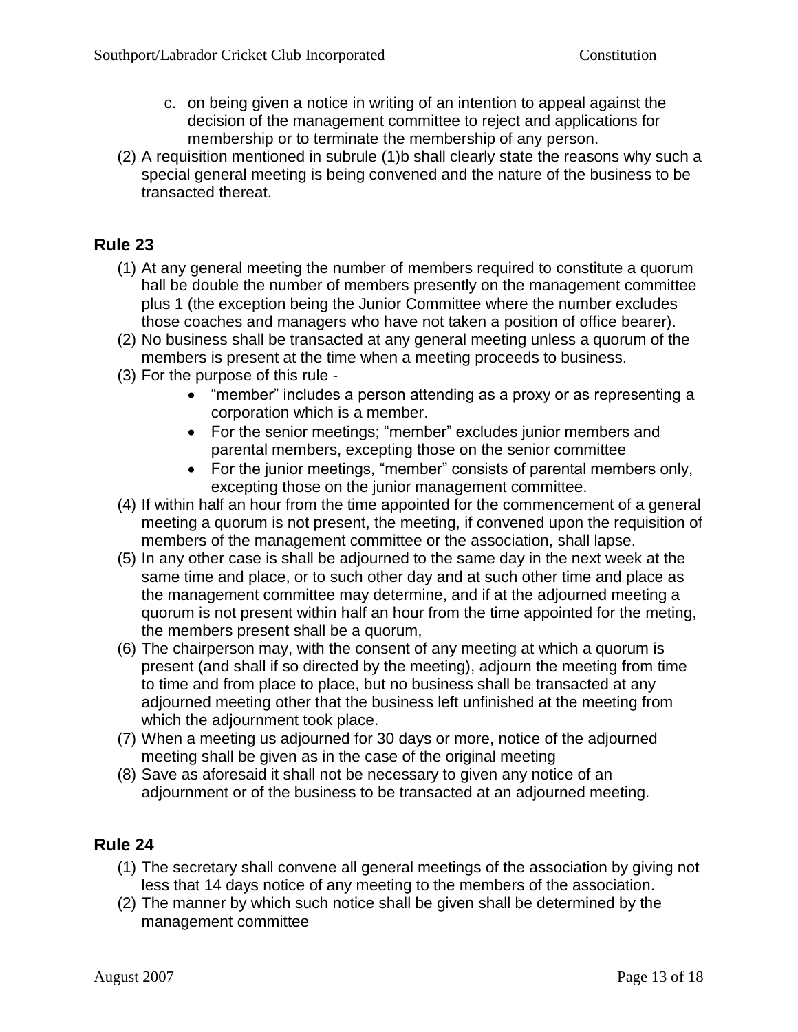c. on being given a notice in writing of an intention to appeal against the decision of the management committee to reject and applications for membership or to terminate the membership of any person.

(2) A requisition mentioned in subrule (1)b shall clearly state the reasons why such a special general meeting is being convened and the nature of the business to be transacted thereat.

## Rule 23

(1) At any general meeting the number of members required to constitute a quorum hall be double the number of members presently on the management committee plus 1 (the exception being the Junior Committee where the number excludes those coaches and managers who have not taken a position of office bearer).

(2) No business shall be transacted at any general meeting unless a quorum of the members is present at the time when a meeting proceeds to business.

(3) For the purpose of this rule -
- "member" includes a person attending as a proxy or as representing a corporation which is a member.
- For the senior meetings; "member" excludes junior members and parental members, excepting those on the senior committee
- For the junior meetings, "member" consists of parental members only, excepting those on the junior management committee.

(4) If within half an hour from the time appointed for the commencement of a general meeting a quorum is not present, the meeting, if convened upon the requisition of members of the management committee or the association, shall lapse.

(5) In any other case is shall be adjourned to the same day in the next week at the same time and place, or to such other day and at such other time and place as the management committee may determine, and if at the adjourned meeting a quorum is not present within half an hour from the time appointed for the meting, the members present shall be a quorum,

(6) The chairperson may, with the consent of any meeting at which a quorum is present (and shall if so directed by the meeting), adjourn the meeting from time to time and from place to place, but no business shall be transacted at any adjourned meeting other that the business left unfinished at the meeting from which the adjournment took place.

(7) When a meeting us adjourned for 30 days or more, notice of the adjourned meeting shall be given as in the case of the original meeting

(8) Save as aforesaid it shall not be necessary to given any notice of an adjournment or of the business to be transacted at an adjourned meeting.

## Rule 24

(1) The secretary shall convene all general meetings of the association by giving not less that 14 days notice of any meeting to the members of the association.

(2) The manner by which such notice shall be given shall be determined by the management committee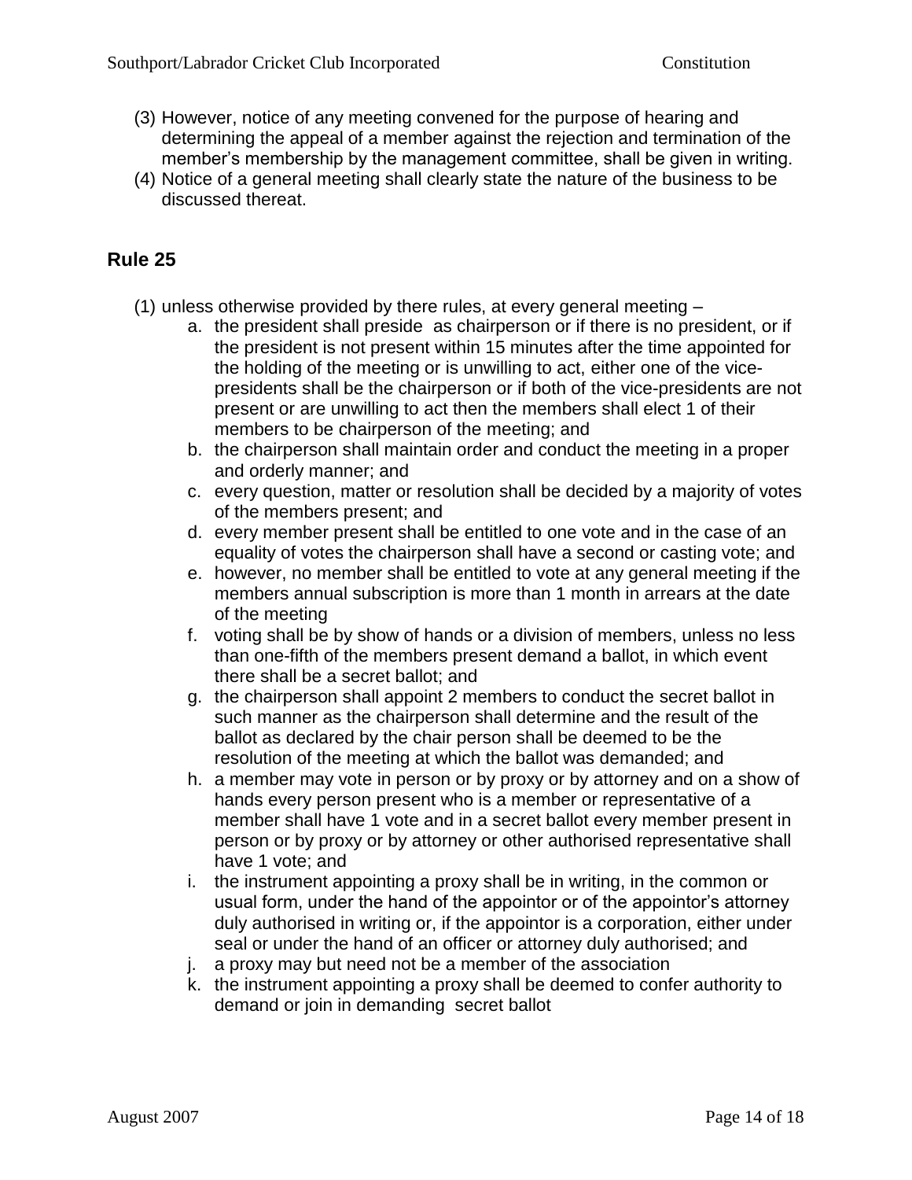(3) However, notice of any meeting convened for the purpose of hearing and determining the appeal of a member against the rejection and termination of the member's membership by the management committee, shall be given in writing.

(4) Notice of a general meeting shall clearly state the nature of the business to be discussed thereat.

## Rule 25

(1) unless otherwise provided by there rules, at every general meeting –

a. the president shall preside as chairperson or if there is no president, or if the president is not present within 15 minutes after the time appointed for the holding of the meeting or is unwilling to act, either one of the vice-presidents shall be the chairperson or if both of the vice-presidents are not present or are unwilling to act then the members shall elect 1 of their members to be chairperson of the meeting; and

b. the chairperson shall maintain order and conduct the meeting in a proper and orderly manner; and

c. every question, matter or resolution shall be decided by a majority of votes of the members present; and

d. every member present shall be entitled to one vote and in the case of an equality of votes the chairperson shall have a second or casting vote; and

e. however, no member shall be entitled to vote at any general meeting if the members annual subscription is more than 1 month in arrears at the date of the meeting

f. voting shall be by show of hands or a division of members, unless no less than one-fifth of the members present demand a ballot, in which event there shall be a secret ballot; and

g. the chairperson shall appoint 2 members to conduct the secret ballot in such manner as the chairperson shall determine and the result of the ballot as declared by the chair person shall be deemed to be the resolution of the meeting at which the ballot was demanded; and

h. a member may vote in person or by proxy or by attorney and on a show of hands every person present who is a member or representative of a member shall have 1 vote and in a secret ballot every member present in person or by proxy or by attorney or other authorised representative shall have 1 vote; and

i. the instrument appointing a proxy shall be in writing, in the common or usual form, under the hand of the appointor or of the appointor's attorney duly authorised in writing or, if the appointor is a corporation, either under seal or under the hand of an officer or attorney duly authorised; and

j. a proxy may but need not be a member of the association

k. the instrument appointing a proxy shall be deemed to confer authority to demand or join in demanding secret ballot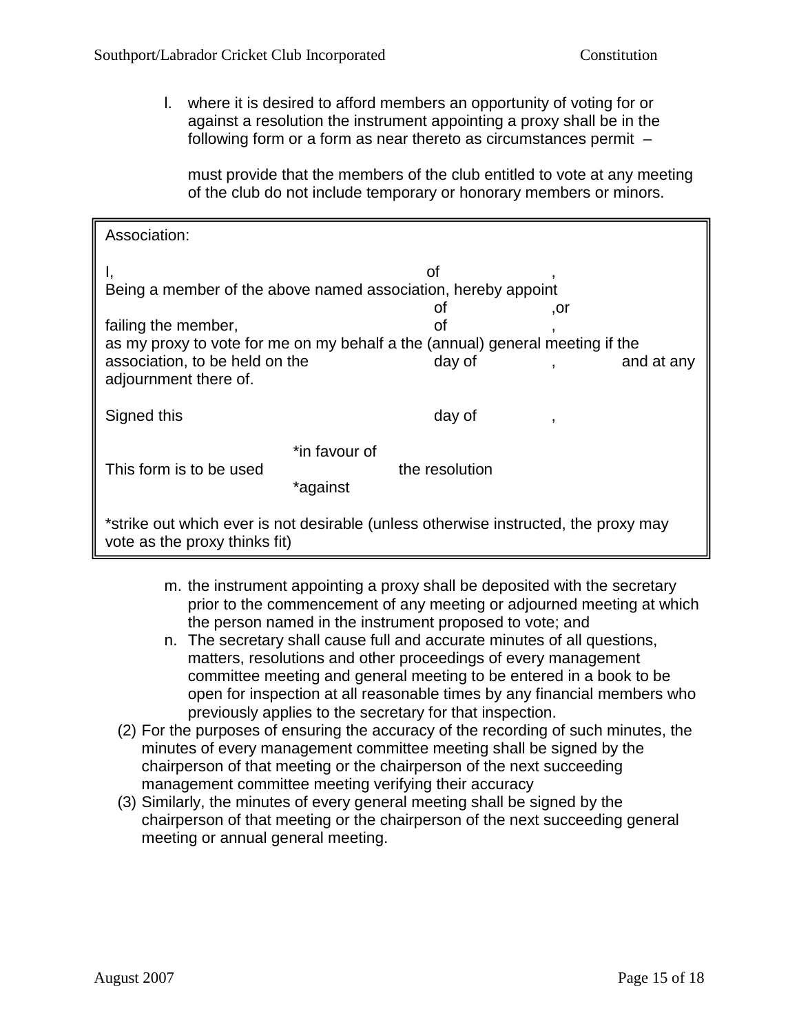l. where it is desired to afford members an opportunity of voting for or against a resolution the instrument appointing a proxy shall be in the following form or a form as near thereto as circumstances permit –

   must provide that the members of the club entitled to vote at any meeting of the club do not include temporary or honorary members or minors.

> Association:
>
> I, &nbsp;&nbsp;&nbsp;&nbsp;&nbsp;&nbsp;&nbsp;&nbsp;&nbsp;&nbsp;&nbsp;&nbsp;&nbsp;&nbsp;&nbsp;&nbsp;&nbsp;&nbsp;&nbsp;&nbsp;&nbsp;&nbsp;&nbsp;&nbsp; of &nbsp;&nbsp;&nbsp;&nbsp;&nbsp;&nbsp;&nbsp;&nbsp;&nbsp;&nbsp;&nbsp;&nbsp; ,
> Being a member of the above named association, hereby appoint
> &nbsp;&nbsp;&nbsp;&nbsp;&nbsp;&nbsp;&nbsp;&nbsp;&nbsp;&nbsp;&nbsp;&nbsp;&nbsp;&nbsp;&nbsp;&nbsp;&nbsp;&nbsp;&nbsp;&nbsp;&nbsp;&nbsp;&nbsp;&nbsp;&nbsp;&nbsp;&nbsp; of &nbsp;&nbsp;&nbsp;&nbsp;&nbsp;&nbsp;&nbsp;&nbsp;&nbsp;&nbsp;&nbsp;&nbsp; ,or
> failing the member, &nbsp;&nbsp;&nbsp;&nbsp;&nbsp;&nbsp;&nbsp;&nbsp;&nbsp;&nbsp;&nbsp;&nbsp; of &nbsp;&nbsp;&nbsp;&nbsp;&nbsp;&nbsp;&nbsp;&nbsp;&nbsp;&nbsp;&nbsp;&nbsp; ,
> as my proxy to vote for me on my behalf a the (annual) general meeting if the association, to be held on the &nbsp;&nbsp;&nbsp;&nbsp;&nbsp;&nbsp;&nbsp;&nbsp; day of &nbsp;&nbsp;&nbsp;&nbsp;&nbsp;&nbsp;&nbsp;&nbsp; , &nbsp;&nbsp;&nbsp;&nbsp;&nbsp;&nbsp;&nbsp;&nbsp; and at any adjournment there of.
>
> Signed this &nbsp;&nbsp;&nbsp;&nbsp;&nbsp;&nbsp;&nbsp;&nbsp;&nbsp;&nbsp;&nbsp;&nbsp;&nbsp;&nbsp;&nbsp;&nbsp;&nbsp;&nbsp;&nbsp;&nbsp; day of &nbsp;&nbsp;&nbsp;&nbsp;&nbsp;&nbsp;&nbsp;&nbsp; ,
>
> This form is to be used &nbsp;&nbsp; *in favour of / *against &nbsp;&nbsp; the resolution
>
> *strike out which ever is not desirable (unless otherwise instructed, the proxy may vote as the proxy thinks fit)

m. the instrument appointing a proxy shall be deposited with the secretary prior to the commencement of any meeting or adjourned meeting at which the person named in the instrument proposed to vote; and

n. The secretary shall cause full and accurate minutes of all questions, matters, resolutions and other proceedings of every management committee meeting and general meeting to be entered in a book to be open for inspection at all reasonable times by any financial members who previously applies to the secretary for that inspection.

(2) For the purposes of ensuring the accuracy of the recording of such minutes, the minutes of every management committee meeting shall be signed by the chairperson of that meeting or the chairperson of the next succeeding management committee meeting verifying their accuracy

(3) Similarly, the minutes of every general meeting shall be signed by the chairperson of that meeting or the chairperson of the next succeeding general meeting or annual general meeting.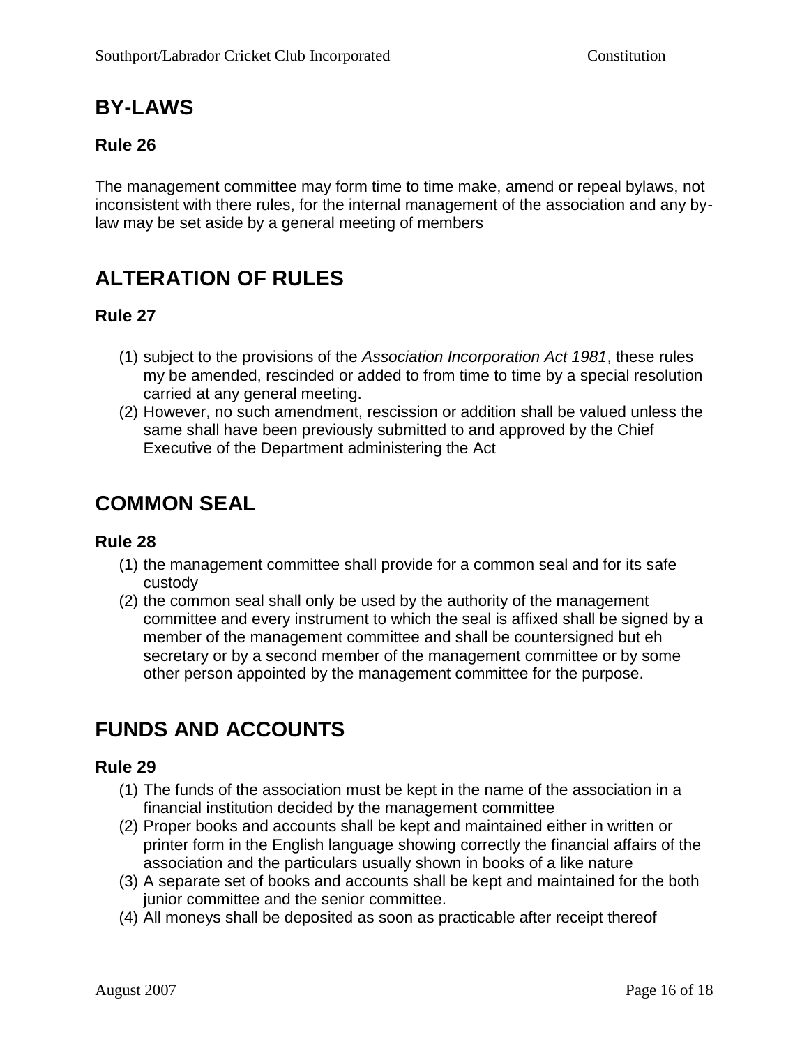# BY-LAWS

### Rule 26

The management committee may form time to time make, amend or repeal bylaws, not inconsistent with there rules, for the internal management of the association and any by-law may be set aside by a general meeting of members

# ALTERATION OF RULES

### Rule 27

(1) subject to the provisions of the *Association Incorporation Act 1981*, these rules my be amended, rescinded or added to from time to time by a special resolution carried at any general meeting.
(2) However, no such amendment, rescission or addition shall be valued unless the same shall have been previously submitted to and approved by the Chief Executive of the Department administering the Act

# COMMON SEAL

### Rule 28

(1) the management committee shall provide for a common seal and for its safe custody
(2) the common seal shall only be used by the authority of the management committee and every instrument to which the seal is affixed shall be signed by a member of the management committee and shall be countersigned but eh secretary or by a second member of the management committee or by some other person appointed by the management committee for the purpose.

# FUNDS AND ACCOUNTS

### Rule 29

(1) The funds of the association must be kept in the name of the association in a financial institution decided by the management committee
(2) Proper books and accounts shall be kept and maintained either in written or printer form in the English language showing correctly the financial affairs of the association and the particulars usually shown in books of a like nature
(3) A separate set of books and accounts shall be kept and maintained for the both junior committee and the senior committee.
(4) All moneys shall be deposited as soon as practicable after receipt thereof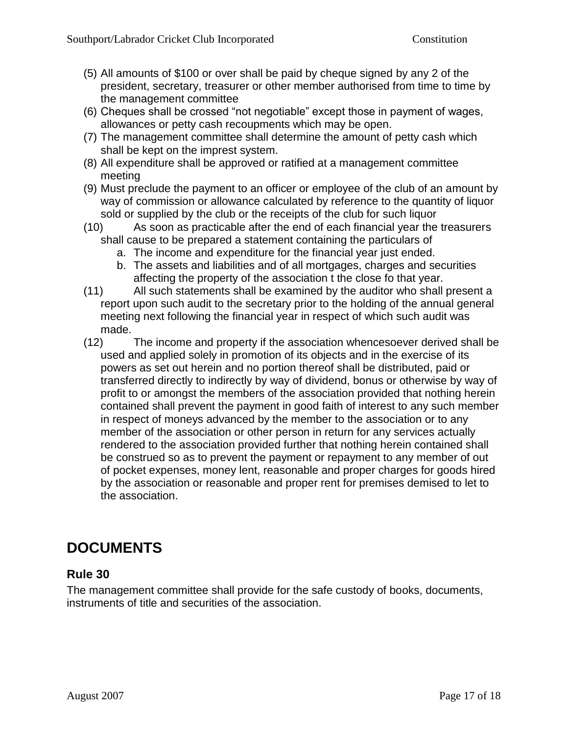(5) All amounts of $100 or over shall be paid by cheque signed by any 2 of the president, secretary, treasurer or other member authorised from time to time by the management committee

(6) Cheques shall be crossed "not negotiable" except those in payment of wages, allowances or petty cash recoupments which may be open.

(7) The management committee shall determine the amount of petty cash which shall be kept on the imprest system.

(8) All expenditure shall be approved or ratified at a management committee meeting

(9) Must preclude the payment to an officer or employee of the club of an amount by way of commission or allowance calculated by reference to the quantity of liquor sold or supplied by the club or the receipts of the club for such liquor

(10) As soon as practicable after the end of each financial year the treasurers shall cause to be prepared a statement containing the particulars of

   a. The income and expenditure for the financial year just ended.
   b. The assets and liabilities and of all mortgages, charges and securities affecting the property of the association t the close fo that year.

(11) All such statements shall be examined by the auditor who shall present a report upon such audit to the secretary prior to the holding of the annual general meeting next following the financial year in respect of which such audit was made.

(12) The income and property if the association whencesoever derived shall be used and applied solely in promotion of its objects and in the exercise of its powers as set out herein and no portion thereof shall be distributed, paid or transferred directly to indirectly by way of dividend, bonus or otherwise by way of profit to or amongst the members of the association provided that nothing herein contained shall prevent the payment in good faith of interest to any such member in respect of moneys advanced by the member to the association or to any member of the association or other person in return for any services actually rendered to the association provided further that nothing herein contained shall be construed so as to prevent the payment or repayment to any member of out of pocket expenses, money lent, reasonable and proper charges for goods hired by the association or reasonable and proper rent for premises demised to let to the association.

# DOCUMENTS

## Rule 30

The management committee shall provide for the safe custody of books, documents, instruments of title and securities of the association.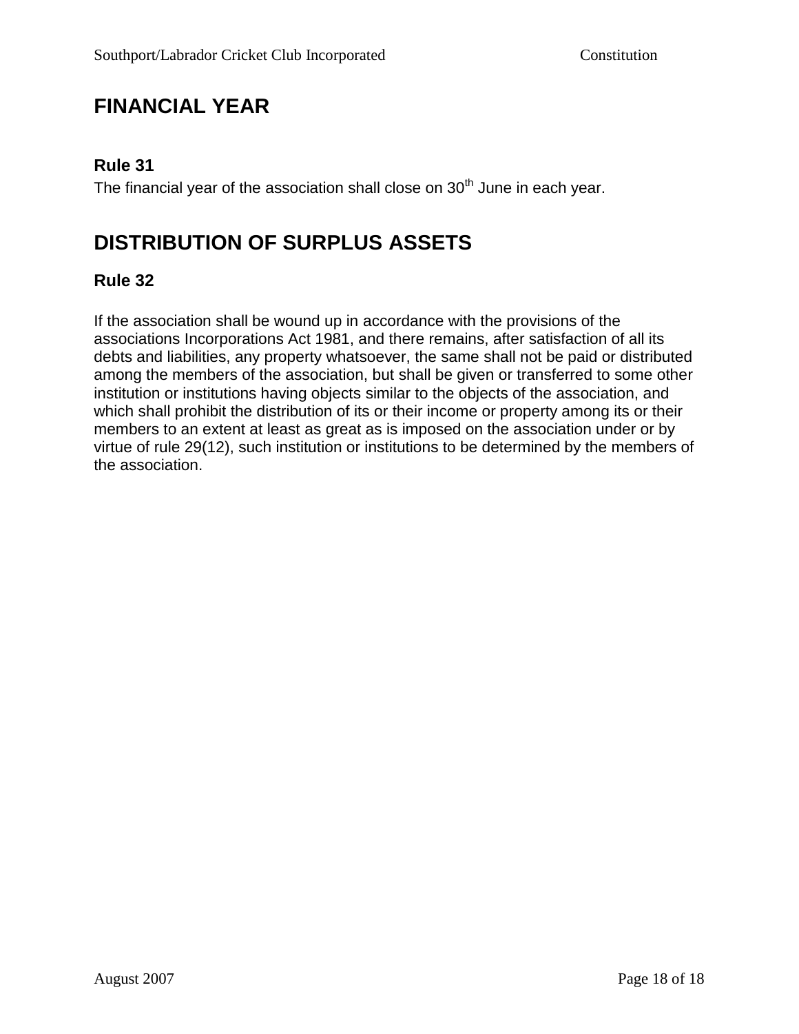## FINANCIAL YEAR

### Rule 31

The financial year of the association shall close on 30th June in each year.

## DISTRIBUTION OF SURPLUS ASSETS

### Rule 32

If the association shall be wound up in accordance with the provisions of the associations Incorporations Act 1981, and there remains, after satisfaction of all its debts and liabilities, any property whatsoever, the same shall not be paid or distributed among the members of the association, but shall be given or transferred to some other institution or institutions having objects similar to the objects of the association, and which shall prohibit the distribution of its or their income or property among its or their members to an extent at least as great as is imposed on the association under or by virtue of rule 29(12), such institution or institutions to be determined by the members of the association.